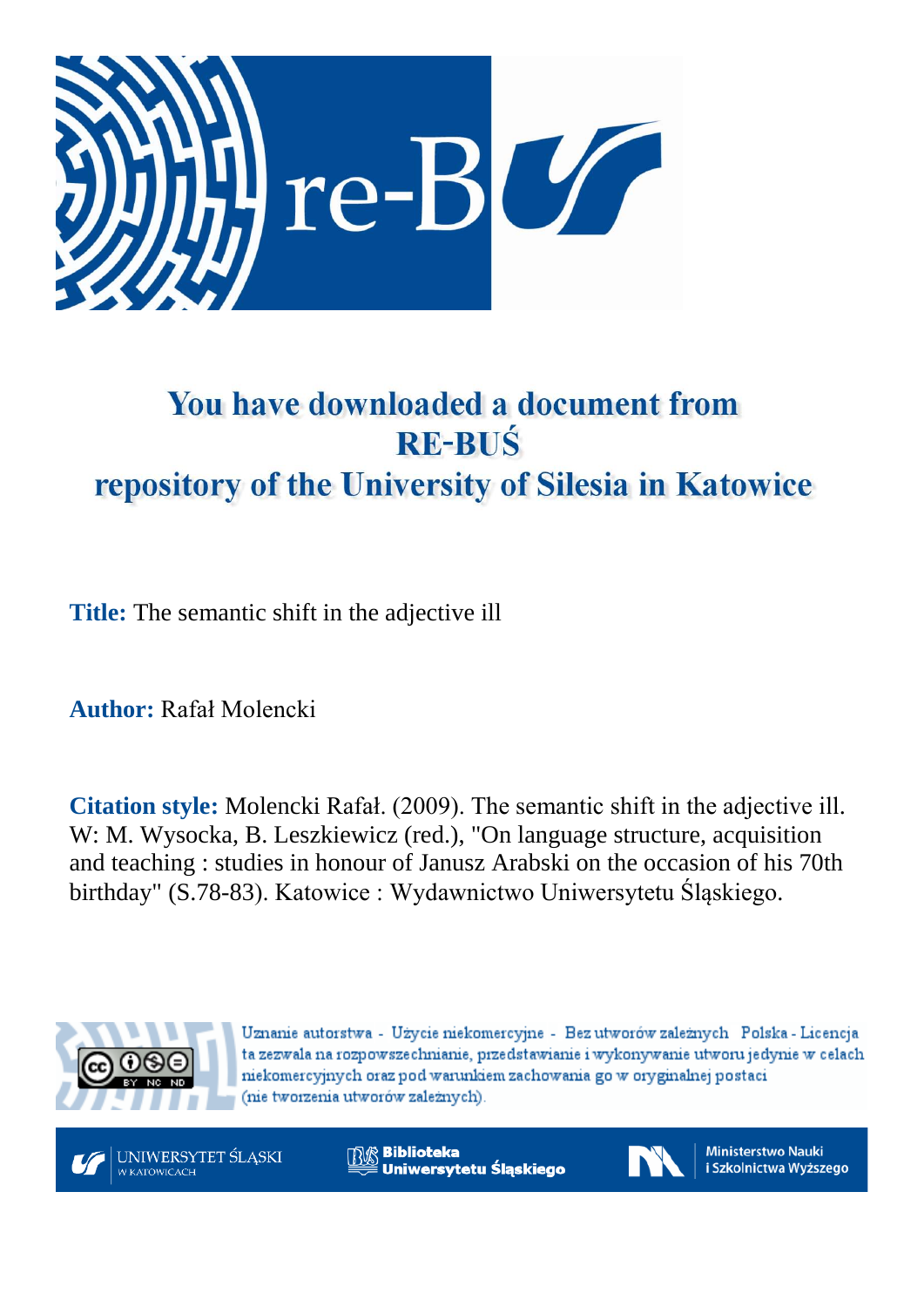# You have downloaded a document from RE-BUŚ repository of the University of Silesia in Katowice

**Title:** The semantic shift in the adjective ill

**Author:** Rafał Molencki

**Citation style:** Molencki Rafał. (2009). The semantic shift in the adjective ill. W: M. Wysocka, B. Leszkiewicz (red.), "On language structure, acquisition and teaching : studies in honour of Janusz Arabski on the occasion of his 70th birthday" (S.78-83). Katowice : Wydawnictwo Uniwersytetu Śląskiego.

Uznanie autorstwa - Użycie niekomercyjne - Bez utworów zależnych Polska - Licencja ta zezwala na rozpowszechnianie, przedstawianie i wykonywanie utworu jedynie w celach niekomercyjnych oraz pod warunkiem zachowania go w oryginalnej postaci (nie tworzenia utworów zależnych).

UNIWERSYTET ŚLĄSKI W KATOWICACH

Biblioteka Uniwersytetu Śląskiego

Ministerstwo Nauki i Szkolnictwa Wyższego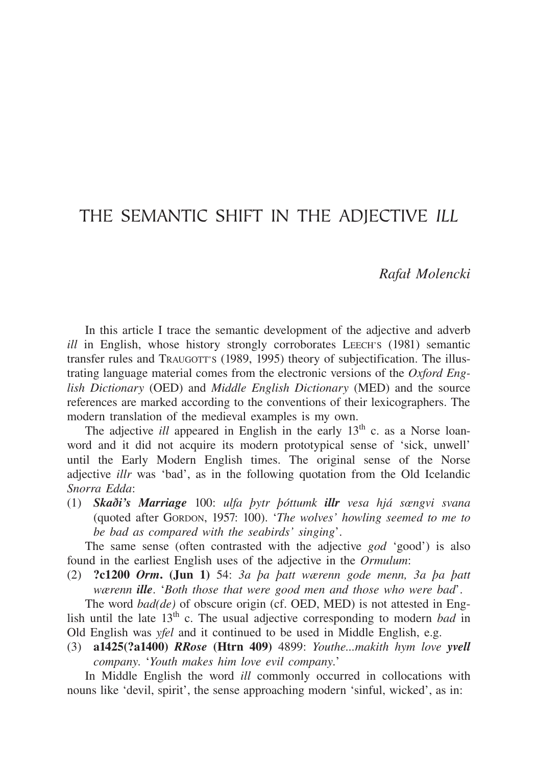# THE SEMANTIC SHIFT IN THE ADJECTIVE *ILL*

*Rafał Molencki*

In this article I trace the semantic development of the adjective and adverb *ill* in English, whose history strongly corroborates LEECH'S (1981) semantic transfer rules and TRAUGOTT'S (1989, 1995) theory of subjectification. The illustrating language material comes from the electronic versions of the *Oxford English Dictionary* (OED) and *Middle English Dictionary* (MED) and the source references are marked according to the conventions of their lexicographers. The modern translation of the medieval examples is my own.

The adjective *ill* appeared in English in the early 13th c. as a Norse loanword and it did not acquire its modern prototypical sense of 'sick, unwell' until the Early Modern English times. The original sense of the Norse adjective *illr* was 'bad', as in the following quotation from the Old Icelandic *Snorra Edda*:

(1) ***Skaði's Marriage*** 100: *ulfa þytr þóttumk* ***illr*** *vesa hjá sængvi svana* (quoted after GORDON, 1957: 100). '*The wolves' howling seemed to me to be bad as compared with the seabirds' singing*'.

The same sense (often contrasted with the adjective *god* 'good') is also found in the earliest English uses of the adjective in the *Ormulum*:

(2) **?c1200** ***Orm*****. (Jun 1)** 54: *3a þa þatt wærenn gode menn, 3a þa þatt wærenn* ***ille***. '*Both those that were good men and those who were bad*'.

The word *bad(de)* of obscure origin (cf. OED, MED) is not attested in English until the late 13th c. The usual adjective corresponding to modern *bad* in Old English was *yfel* and it continued to be used in Middle English, e.g.

(3) **a1425(?a1400)** ***RRose*** **(Htrn 409)** 4899: *Youthe...makith hym love* ***yvell*** *company*. '*Youth makes him love evil company*.'

In Middle English the word *ill* commonly occurred in collocations with nouns like 'devil, spirit', the sense approaching modern 'sinful, wicked', as in: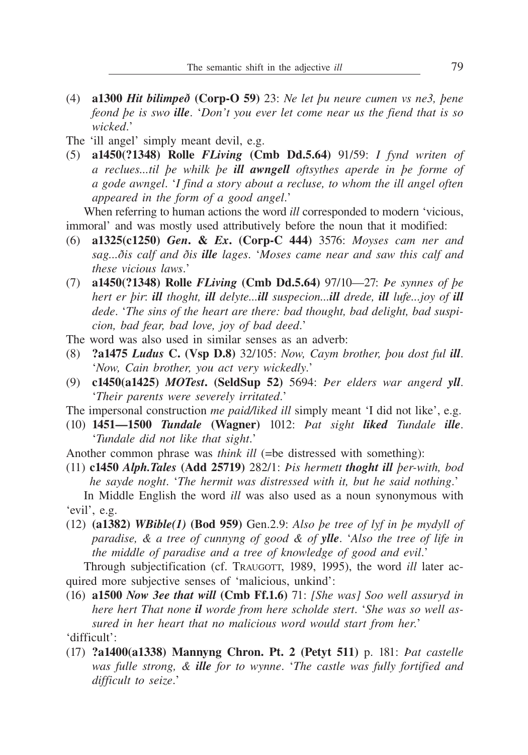(4) **a1300** ***Hit bilimpeð*** **(Corp-O 59)** 23: *Ne let þu neure cumen vs ne3, þene feond þe is swo* ***ille***. '*Don't you ever let come near us the fiend that is so wicked*.'

The 'ill angel' simply meant devil, e.g.

(5) **a1450(?1348) Rolle** ***FLiving*** **(Cmb Dd.5.64)** 91/59: *I fynd writen of a reclues...til þe whilk þe* ***ill awngell*** *oftsythes aperde in þe forme of a gode awngel*. '*I find a story about a recluse, to whom the ill angel often appeared in the form of a good angel*.'

When referring to human actions the word *ill* corresponded to modern 'vicious, immoral' and was mostly used attributively before the noun that it modified:

(6) **a1325(c1250)** ***Gen. & Ex.*** **(Corp-C 444)** 3576: *Moyses cam ner and sag...ðis calf and ðis* ***ille*** *lages*. '*Moses came near and saw this calf and these vicious laws*.'

(7) **a1450(?1348) Rolle** ***FLiving*** **(Cmb Dd.5.64)** 97/10—27: *Þe synnes of þe hert er þir*: ***ill*** *thoght*, ***ill*** *delyte...**ill** suspecion...**ill** drede*, ***ill*** *lufe...joy of* ***ill*** *dede*. '*The sins of the heart are there: bad thought, bad delight, bad suspicion, bad fear, bad love, joy of bad deed*.'

The word was also used in similar senses as an adverb:

(8) **?a1475** ***Ludus*** **C. (Vsp D.8)** 32/105: *Now, Caym brother, þou dost ful* ***ill***. '*Now, Cain brother, you act very wickedly*.'

(9) **c1450(a1425)** ***MOTest.*** **(SeldSup 52)** 5694: *Þer elders war angerd* ***yll***. '*Their parents were severely irritated*.'

The impersonal construction *me paid/liked ill* simply meant 'I did not like', e.g.

(10) **1451—1500** ***Tundale*** **(Wagner)** 1012: *Þat sight* ***liked*** *Tundale* ***ille***. '*Tundale did not like that sight*.'

Another common phrase was *think ill* (=be distressed with something):

(11) **c1450** ***Alph.Tales*** **(Add 25719)** 282/1: *Þis hermett* ***thoght ill*** *þer-with, bod he sayde noght*. '*The hermit was distressed with it, but he said nothing*.'

In Middle English the word *ill* was also used as a noun synonymous with 'evil', e.g.

(12) **(a1382)** ***WBible(1)*** **(Bod 959)** Gen.2.9: *Also þe tree of lyf in þe mydyll of paradise, & a tree of cunnyng of good & of* ***ylle***. '*Also the tree of life in the middle of paradise and a tree of knowledge of good and evil*.'

Through subjectification (cf. TRAUGOTT, 1989, 1995), the word *ill* later acquired more subjective senses of 'malicious, unkind':

(16) **a1500** ***Now 3ee that will*** **(Cmb Ff.1.6)** 71: *[She was] Soo well assuryd in here hert That none* ***il*** *worde from here scholde stert*. '*She was so well assured in her heart that no malicious word would start from her*.'

'difficult':

(17) **?a1400(a1338) Mannyng Chron. Pt. 2 (Petyt 511)** p. 181: *Þat castelle was fulle strong, &* ***ille*** *for to wynne*. '*The castle was fully fortified and difficult to seize*.'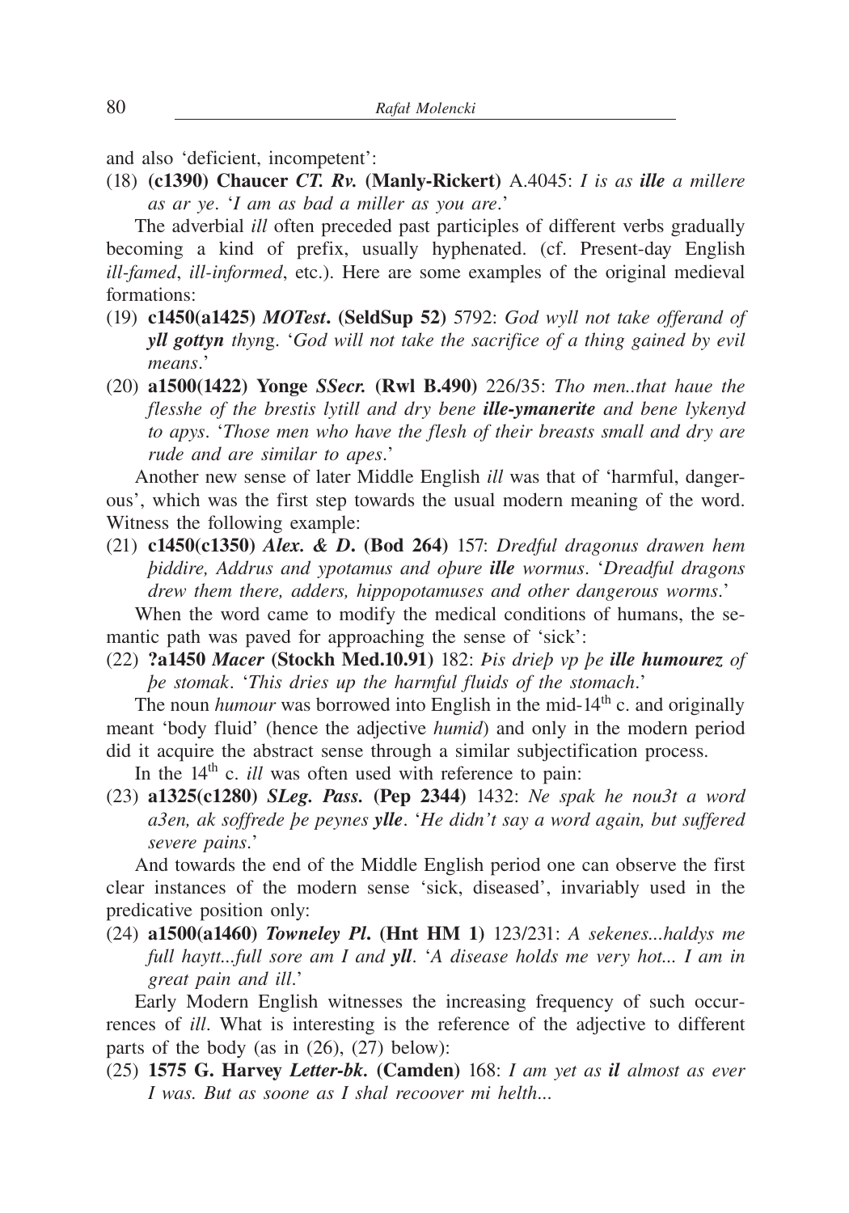and also 'deficient, incompetent':

(18) **(c1390) Chaucer *CT. Rv.* (Manly-Rickert)** A.4045: *I is as **ille** a millere as ar ye*. '*I am as bad a miller as you are*.'

The adverbial *ill* often preceded past participles of different verbs gradually becoming a kind of prefix, usually hyphenated. (cf. Present-day English *ill-famed*, *ill-informed*, etc.). Here are some examples of the original medieval formations:

(19) **c1450(a1425) *MOTest*. (SeldSup 52)** 5792: *God wyll not take offerand of **yll gottyn** thyng*. '*God will not take the sacrifice of a thing gained by evil means*.'

(20) **a1500(1422) Yonge *SSecr.* (Rwl B.490)** 226/35: *Tho men..that haue the flesshe of the brestis lytill and dry bene **ille-ymanerite** and bene lykenyd to apys*. '*Those men who have the flesh of their breasts small and dry are rude and are similar to apes*.'

Another new sense of later Middle English *ill* was that of 'harmful, dangerous', which was the first step towards the usual modern meaning of the word. Witness the following example:

(21) **c1450(c1350) *Alex. & D*. (Bod 264)** 157: *Dredful dragonus drawen hem þiddire, Addrus and ypotamus and oþure **ille** wormus*. '*Dreadful dragons drew them there, adders, hippopotamuses and other dangerous worms*.'

When the word came to modify the medical conditions of humans, the semantic path was paved for approaching the sense of 'sick':

(22) **?a1450 *Macer* (Stockh Med.10.91)** 182: *Þis drieþ vp þe **ille humourez** of þe stomak*. '*This dries up the harmful fluids of the stomach*.'

The noun *humour* was borrowed into English in the mid-14th c. and originally meant 'body fluid' (hence the adjective *humid*) and only in the modern period did it acquire the abstract sense through a similar subjectification process.

In the 14th c. *ill* was often used with reference to pain:

(23) **a1325(c1280) *SLeg. Pass.* (Pep 2344)** 1432: *Ne spak he nou3t a word a3en, ak soffrede þe peynes **ylle***. '*He didn't say a word again, but suffered severe pains*.'

And towards the end of the Middle English period one can observe the first clear instances of the modern sense 'sick, diseased', invariably used in the predicative position only:

(24) **a1500(a1460) *Towneley Pl*. (Hnt HM 1)** 123/231: *A sekenes...haldys me full haytt...full sore am I and **yll***. '*A disease holds me very hot... I am in great pain and ill*.'

Early Modern English witnesses the increasing frequency of such occurrences of *ill*. What is interesting is the reference of the adjective to different parts of the body (as in (26), (27) below):

(25) **1575 G. Harvey *Letter-bk*. (Camden)** 168: *I am yet as **il** almost as ever I was. But as soone as I shal recoover mi helth...*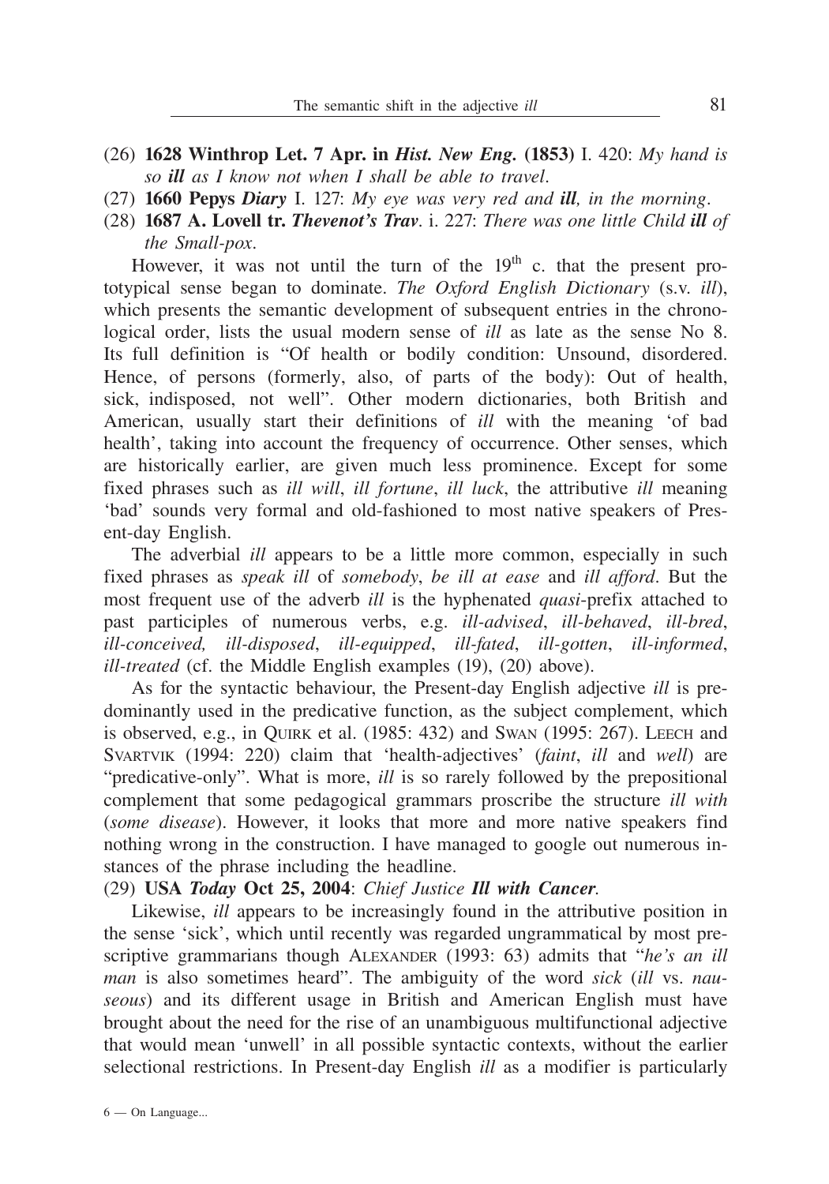(26) **1628 Winthrop Let. 7 Apr. in *Hist. New Eng.* (1853)** I. 420: *My hand is so* ***ill*** *as I know not when I shall be able to travel*.

(27) **1660 Pepys *Diary*** I. 127: *My eye was very red and* ***ill****, in the morning*.

(28) **1687 A. Lovell tr. *Thevenot's Trav*.** i. 227: *There was one little Child* ***ill*** *of the Small-pox*.

However, it was not until the turn of the 19th c. that the present prototypical sense began to dominate. *The Oxford English Dictionary* (s.v. *ill*), which presents the semantic development of subsequent entries in the chronological order, lists the usual modern sense of *ill* as late as the sense No 8. Its full definition is "Of health or bodily condition: Unsound, disordered. Hence, of persons (formerly, also, of parts of the body): Out of health, sick, indisposed, not well". Other modern dictionaries, both British and American, usually start their definitions of *ill* with the meaning 'of bad health', taking into account the frequency of occurrence. Other senses, which are historically earlier, are given much less prominence. Except for some fixed phrases such as *ill will*, *ill fortune*, *ill luck*, the attributive *ill* meaning 'bad' sounds very formal and old-fashioned to most native speakers of Present-day English.

The adverbial *ill* appears to be a little more common, especially in such fixed phrases as *speak ill* of *somebody*, *be ill at ease* and *ill afford*. But the most frequent use of the adverb *ill* is the hyphenated *quasi*-prefix attached to past participles of numerous verbs, e.g. *ill-advised*, *ill-behaved*, *ill-bred*, *ill-conceived, ill-disposed*, *ill-equipped*, *ill-fated*, *ill-gotten*, *ill-informed*, *ill-treated* (cf. the Middle English examples (19), (20) above).

As for the syntactic behaviour, the Present-day English adjective *ill* is predominantly used in the predicative function, as the subject complement, which is observed, e.g., in Quirk et al. (1985: 432) and Swan (1995: 267). Leech and Svartvik (1994: 220) claim that 'health-adjectives' (*faint*, *ill* and *well*) are "predicative-only". What is more, *ill* is so rarely followed by the prepositional complement that some pedagogical grammars proscribe the structure *ill with* (*some disease*). However, it looks that more and more native speakers find nothing wrong in the construction. I have managed to google out numerous instances of the phrase including the headline.

(29) **USA *Today* Oct 25, 2004**: *Chief Justice* ***Ill with Cancer****.*

Likewise, *ill* appears to be increasingly found in the attributive position in the sense 'sick', which until recently was regarded ungrammatical by most prescriptive grammarians though Alexander (1993: 63) admits that "*he's an ill man* is also sometimes heard". The ambiguity of the word *sick* (*ill* vs. *nauseous*) and its different usage in British and American English must have brought about the need for the rise of an unambiguous multifunctional adjective that would mean 'unwell' in all possible syntactic contexts, without the earlier selectional restrictions. In Present-day English *ill* as a modifier is particularly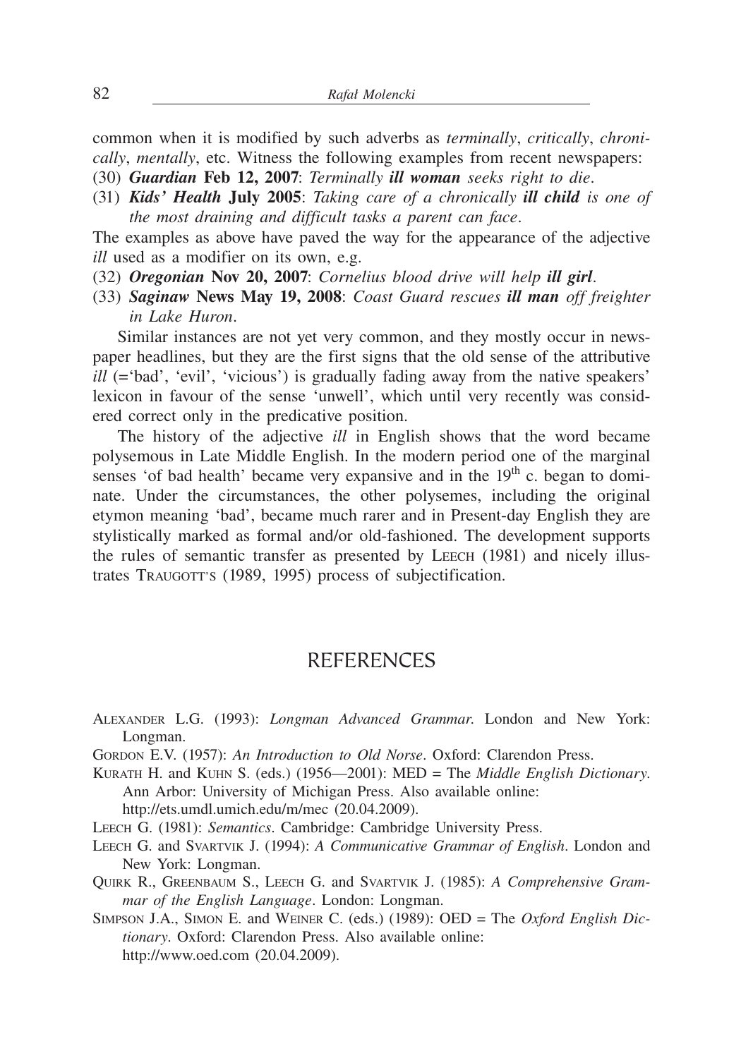common when it is modified by such adverbs as *terminally*, *critically*, *chronically*, *mentally*, etc. Witness the following examples from recent newspapers:

(30) ***Guardian*** **Feb 12, 2007**: *Terminally **ill woman** seeks right to die*.

(31) ***Kids' Health*** **July 2005**: *Taking care of a chronically **ill child** is one of the most draining and difficult tasks a parent can face*.

The examples as above have paved the way for the appearance of the adjective *ill* used as a modifier on its own, e.g.

(32) ***Oregonian*** **Nov 20, 2007**: *Cornelius blood drive will help **ill girl***.

(33) ***Saginaw*** **News May 19, 2008**: *Coast Guard rescues **ill man** off freighter in Lake Huron*.

Similar instances are not yet very common, and they mostly occur in newspaper headlines, but they are the first signs that the old sense of the attributive *ill* (='bad', 'evil', 'vicious') is gradually fading away from the native speakers' lexicon in favour of the sense 'unwell', which until very recently was considered correct only in the predicative position.

The history of the adjective *ill* in English shows that the word became polysemous in Late Middle English. In the modern period one of the marginal senses 'of bad health' became very expansive and in the 19th c. began to dominate. Under the circumstances, the other polysemes, including the original etymon meaning 'bad', became much rarer and in Present-day English they are stylistically marked as formal and/or old-fashioned. The development supports the rules of semantic transfer as presented by Leech (1981) and nicely illustrates Traugott's (1989, 1995) process of subjectification.

## REFERENCES

Alexander L.G. (1993): *Longman Advanced Grammar.* London and New York: Longman.

Gordon E.V. (1957): *An Introduction to Old Norse*. Oxford: Clarendon Press.

Kurath H. and Kuhn S. (eds.) (1956—2001): MED = The *Middle English Dictionary*. Ann Arbor: University of Michigan Press. Also available online: http://ets.umdl.umich.edu/m/mec (20.04.2009).

Leech G. (1981): *Semantics*. Cambridge: Cambridge University Press.

Leech G. and Svartvik J. (1994): *A Communicative Grammar of English*. London and New York: Longman.

Quirk R., Greenbaum S., Leech G. and Svartvik J. (1985): *A Comprehensive Grammar of the English Language*. London: Longman.

Simpson J.A., Simon E. and Weiner C. (eds.) (1989): OED = The *Oxford English Dictionary*. Oxford: Clarendon Press. Also available online: http://www.oed.com (20.04.2009).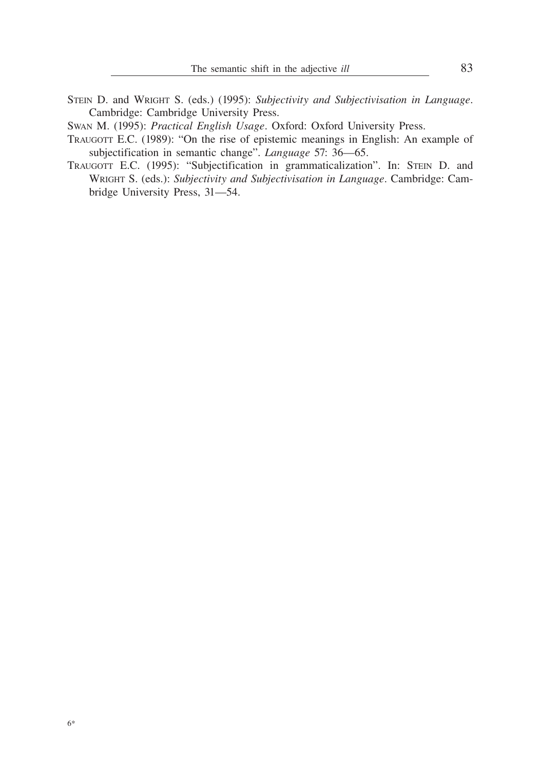Stein D. and Wright S. (eds.) (1995): *Subjectivity and Subjectivisation in Language*. Cambridge: Cambridge University Press.

Swan M. (1995): *Practical English Usage*. Oxford: Oxford University Press.

Traugott E.C. (1989): "On the rise of epistemic meanings in English: An example of subjectification in semantic change". *Language* 57: 36—65.

Traugott E.C. (1995): "Subjectification in grammaticalization". In: Stein D. and Wright S. (eds.): *Subjectivity and Subjectivisation in Language*. Cambridge: Cambridge University Press, 31—54.